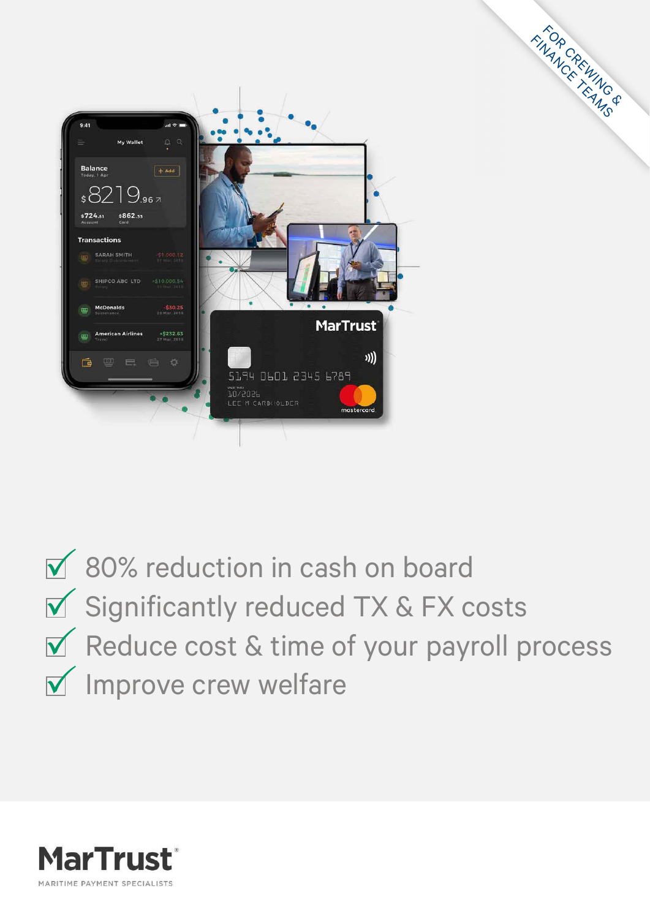FOR CREWING & FINANCE TEAMS

- ☑ 80% reduction in cash on board
- ☑ Significantly reduced TX & FX costs
- ☑ Reduce cost & time of your payroll process
- ☑ Improve crew welfare

MarTrust®

MARITIME PAYMENT SPECIALISTS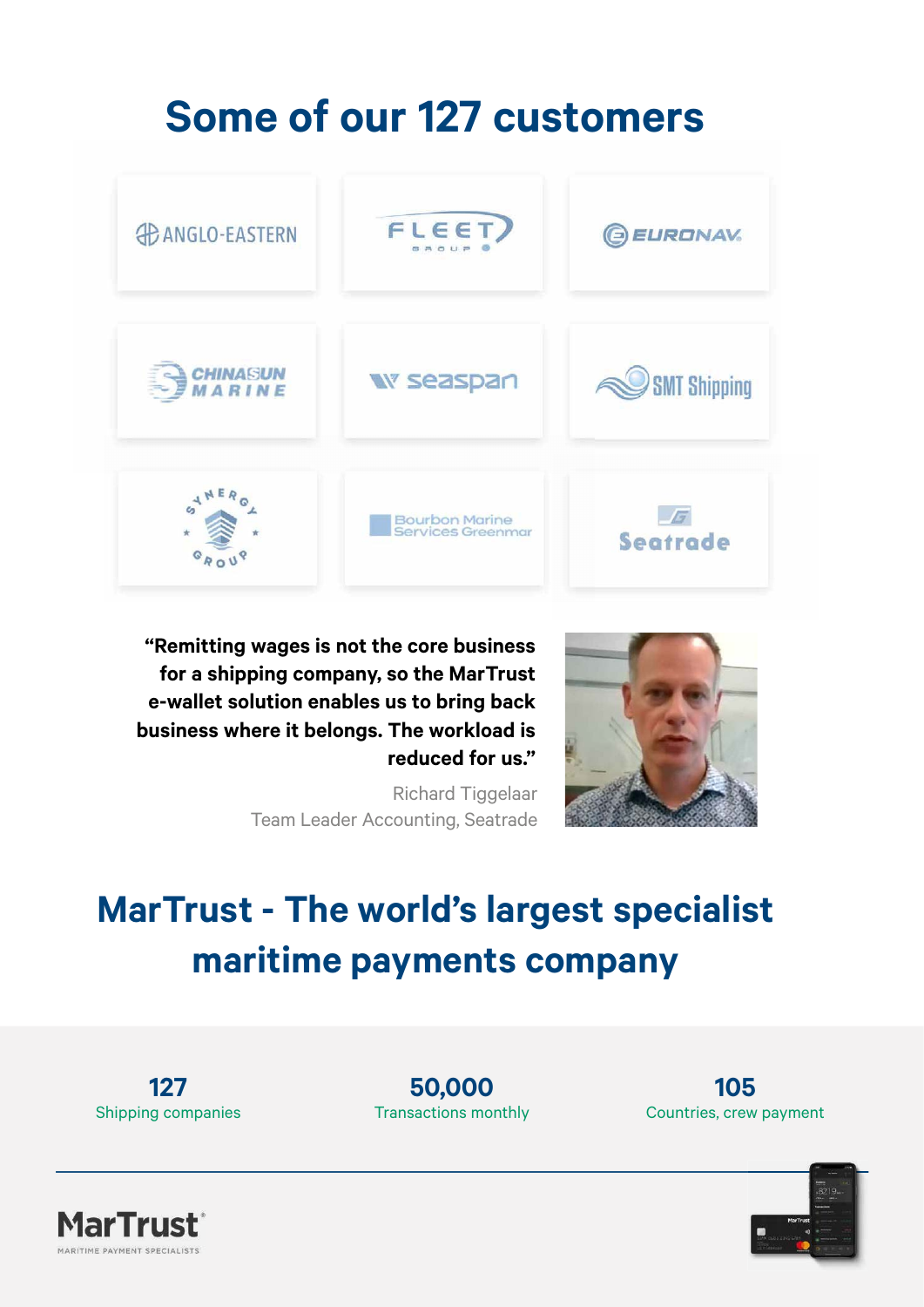# Some of our 127 customers

ANGLO-EASTERN

FLEET GROUP

EURONAV

CHINASUN MARINE

seaspan

SMT Shipping

SYNERGY GROUP

Bourbon Marine Services Greenmar

Seatrade

**"Remitting wages is not the core business for a shipping company, so the MarTrust e-wallet solution enables us to bring back business where it belongs. The workload is reduced for us."**

Richard Tiggelaar
Team Leader Accounting, Seatrade

# MarTrust - The world's largest specialist maritime payments company

**127**
Shipping companies

**50,000**
Transactions monthly

**105**
Countries, crew payment

MarTrust®
MARITIME PAYMENT SPECIALISTS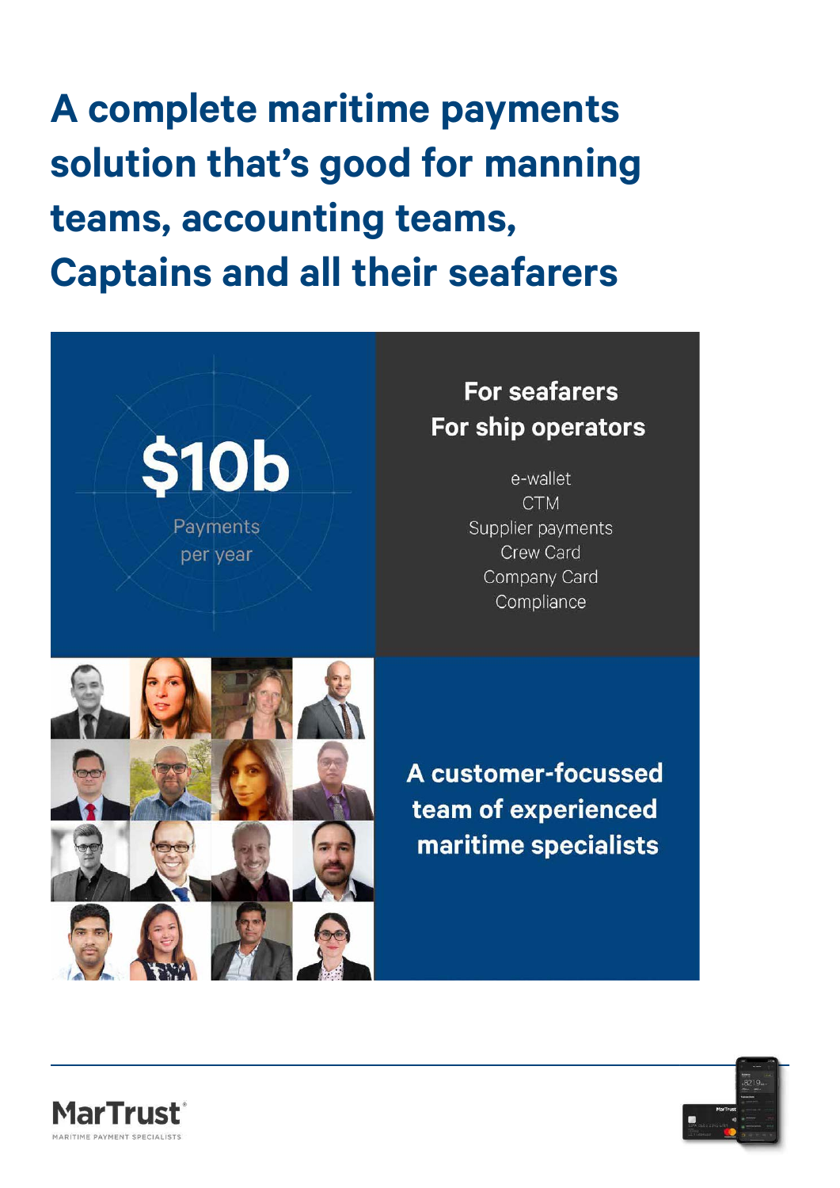# A complete maritime payments solution that's good for manning teams, accounting teams, Captains and all their seafarers

**$10b**

Payments per year

## For seafarers
## For ship operators

e-wallet
CTM
Supplier payments
Crew Card
Company Card
Compliance

## A customer-focussed team of experienced maritime specialists

MarTrust®
MARITIME PAYMENT SPECIALISTS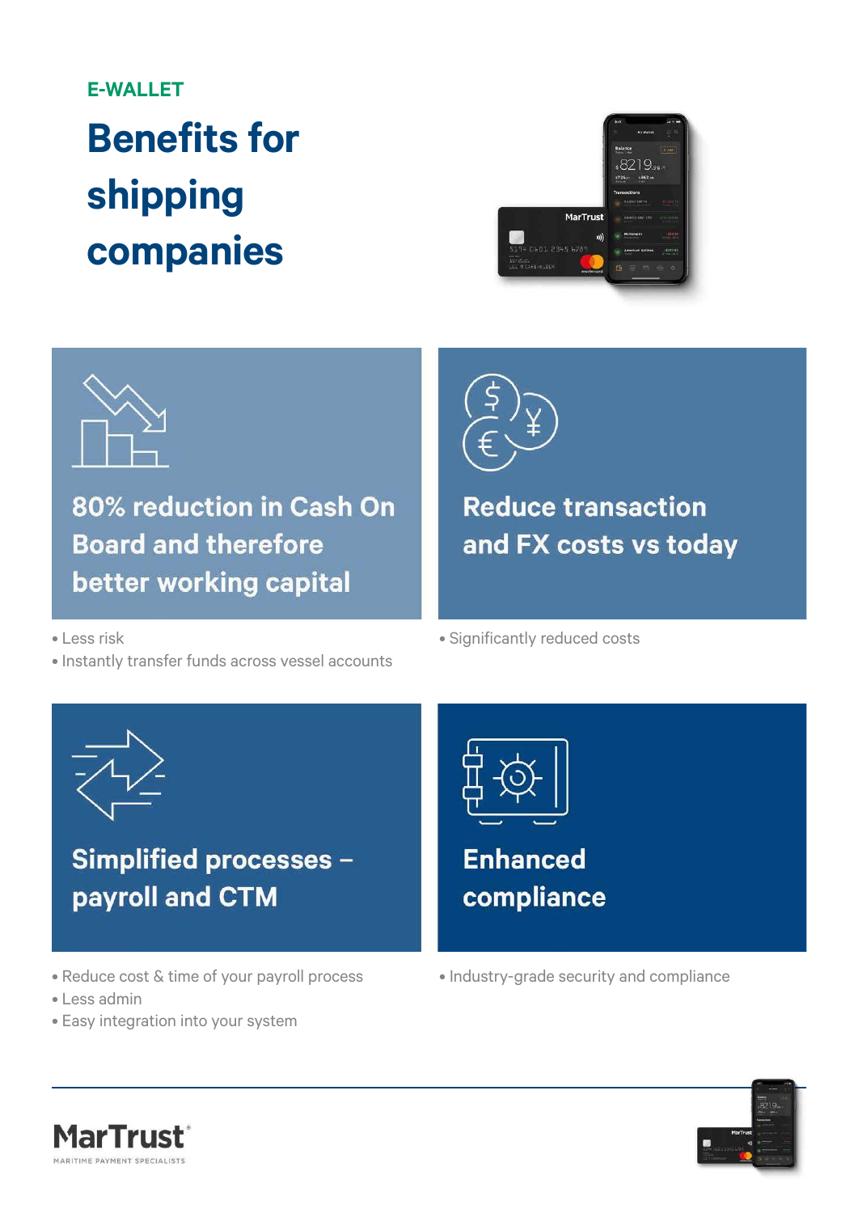E-WALLET

# Benefits for shipping companies

### 80% reduction in Cash On Board and therefore better working capital

- Less risk
- Instantly transfer funds across vessel accounts

### Reduce transaction and FX costs vs today

- Significantly reduced costs

### Simplified processes – payroll and CTM

- Reduce cost & time of your payroll process
- Less admin
- Easy integration into your system

### Enhanced compliance

- Industry-grade security and compliance

MarTrust®
MARITIME PAYMENT SPECIALISTS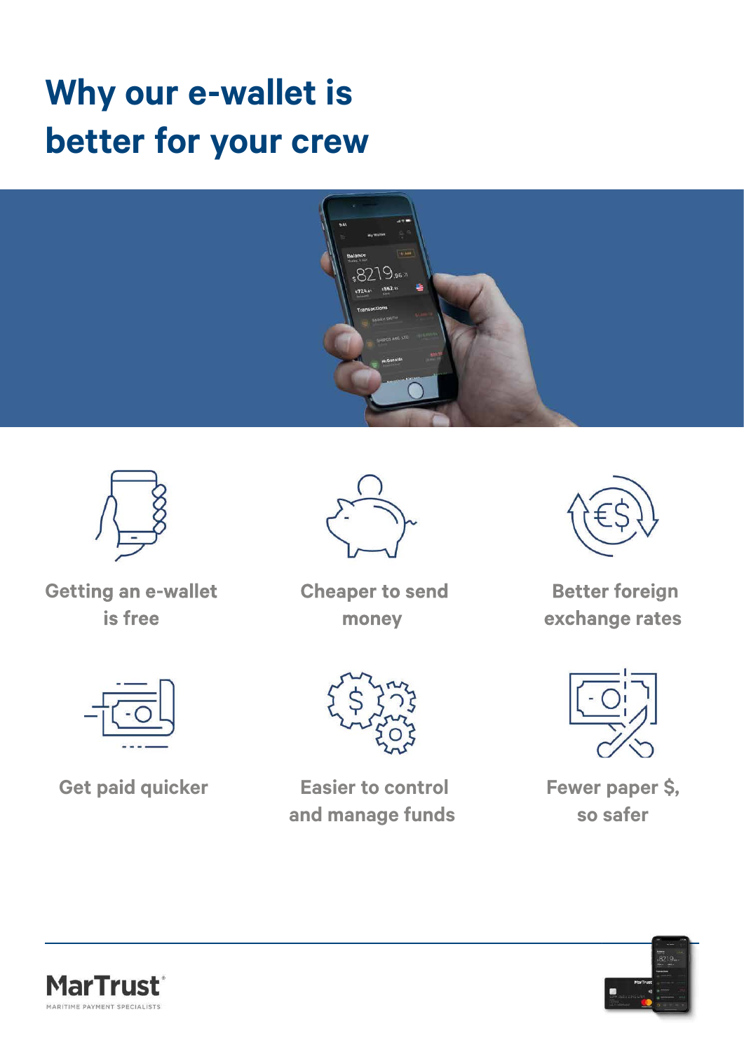# Why our e-wallet is better for your crew

- Getting an e-wallet is free
- Cheaper to send money
- Better foreign exchange rates
- Get paid quicker
- Easier to control and manage funds
- Fewer paper $, so safer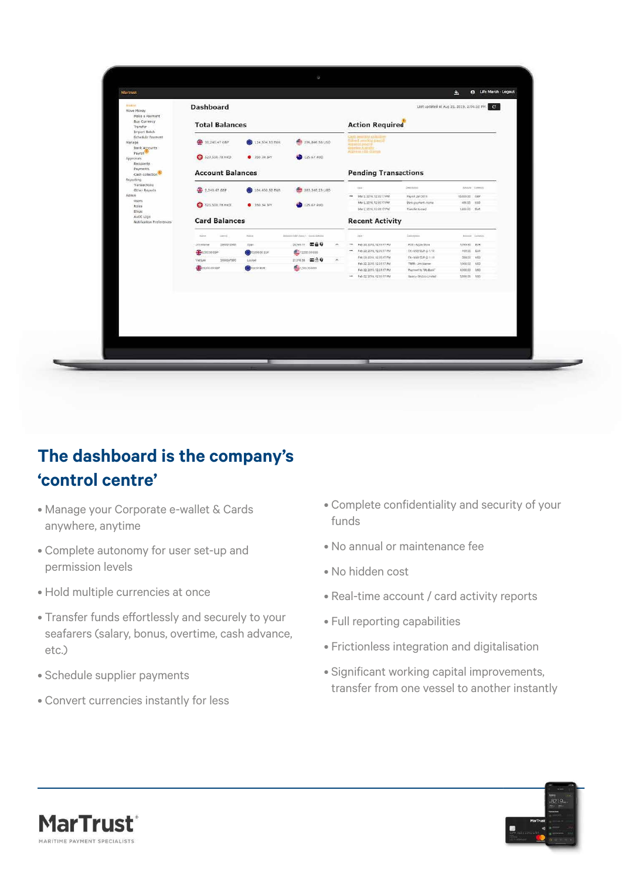## The dashboard is the company's 'control centre'

- Manage your Corporate e-wallet & Cards anywhere, anytime
- Complete autonomy for user set-up and permission levels
- Hold multiple currencies at once
- Transfer funds effortlessly and securely to your seafarers (salary, bonus, overtime, cash advance, etc.)
- Schedule supplier payments
- Convert currencies instantly for less
- Complete confidentiality and security of your funds
- No annual or maintenance fee
- No hidden cost
- Real-time account / card activity reports
- Full reporting capabilities
- Frictionless integration and digitalisation
- Significant working capital improvements, transfer from one vessel to another instantly

MarTrust®
MARITIME PAYMENT SPECIALISTS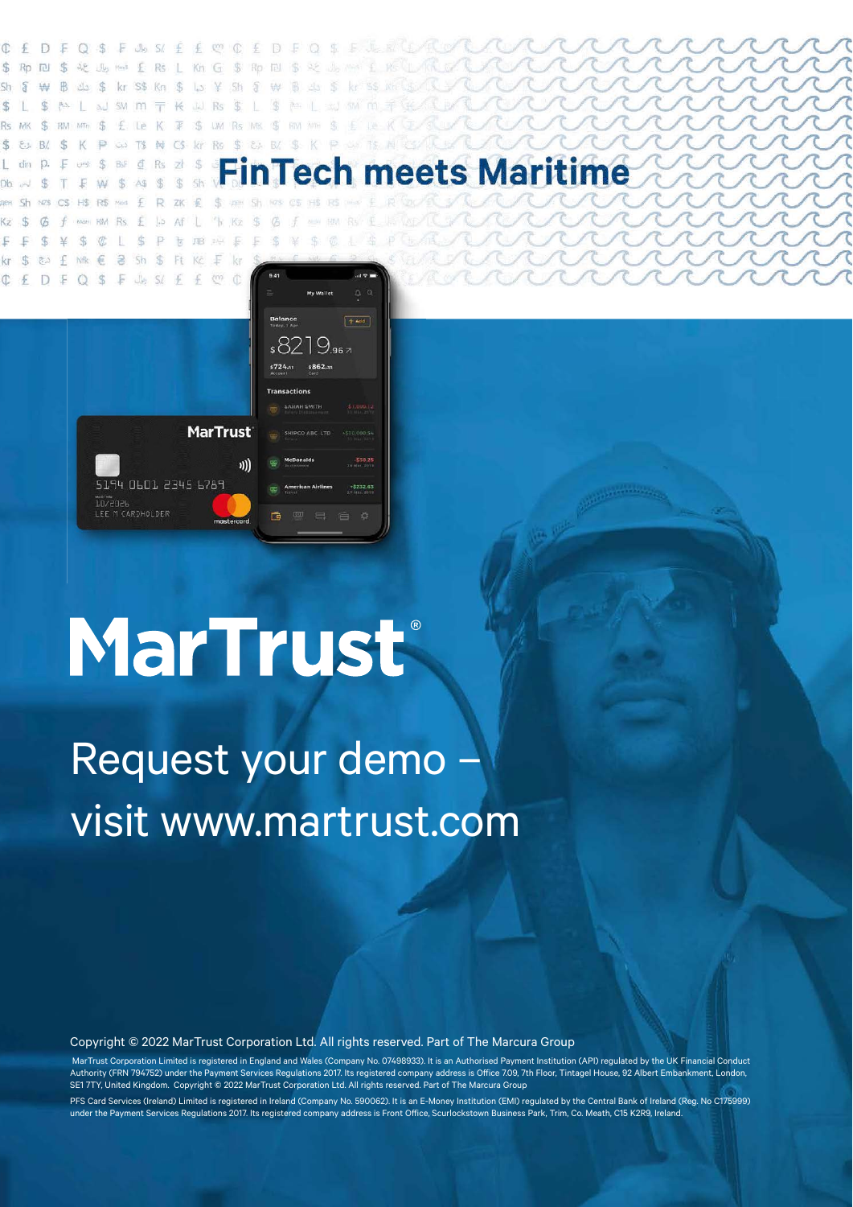# FinTech meets Maritime

# MarTrust®

Request your demo – visit www.martrust.com

Copyright © 2022 MarTrust Corporation Ltd. All rights reserved. Part of The Marcura Group

MarTrust Corporation Limited is registered in England and Wales (Company No. 07498933). It is an Authorised Payment Institution (API) regulated by the UK Financial Conduct Authority (FRN 794752) under the Payment Services Regulations 2017. Its registered company address is Office 7.09, 7th Floor, Tintagel House, 92 Albert Embankment, London, SE1 7TY, United Kingdom. Copyright © 2022 MarTrust Corporation Ltd. All rights reserved. Part of The Marcura Group

PFS Card Services (Ireland) Limited is registered in Ireland (Company No. 590062). It is an E-Money Institution (EMI) regulated by the Central Bank of Ireland (Reg. No C175999) under the Payment Services Regulations 2017. Its registered company address is Front Office, Scurlockstown Business Park, Trim, Co. Meath, C15 K2R9, Ireland.